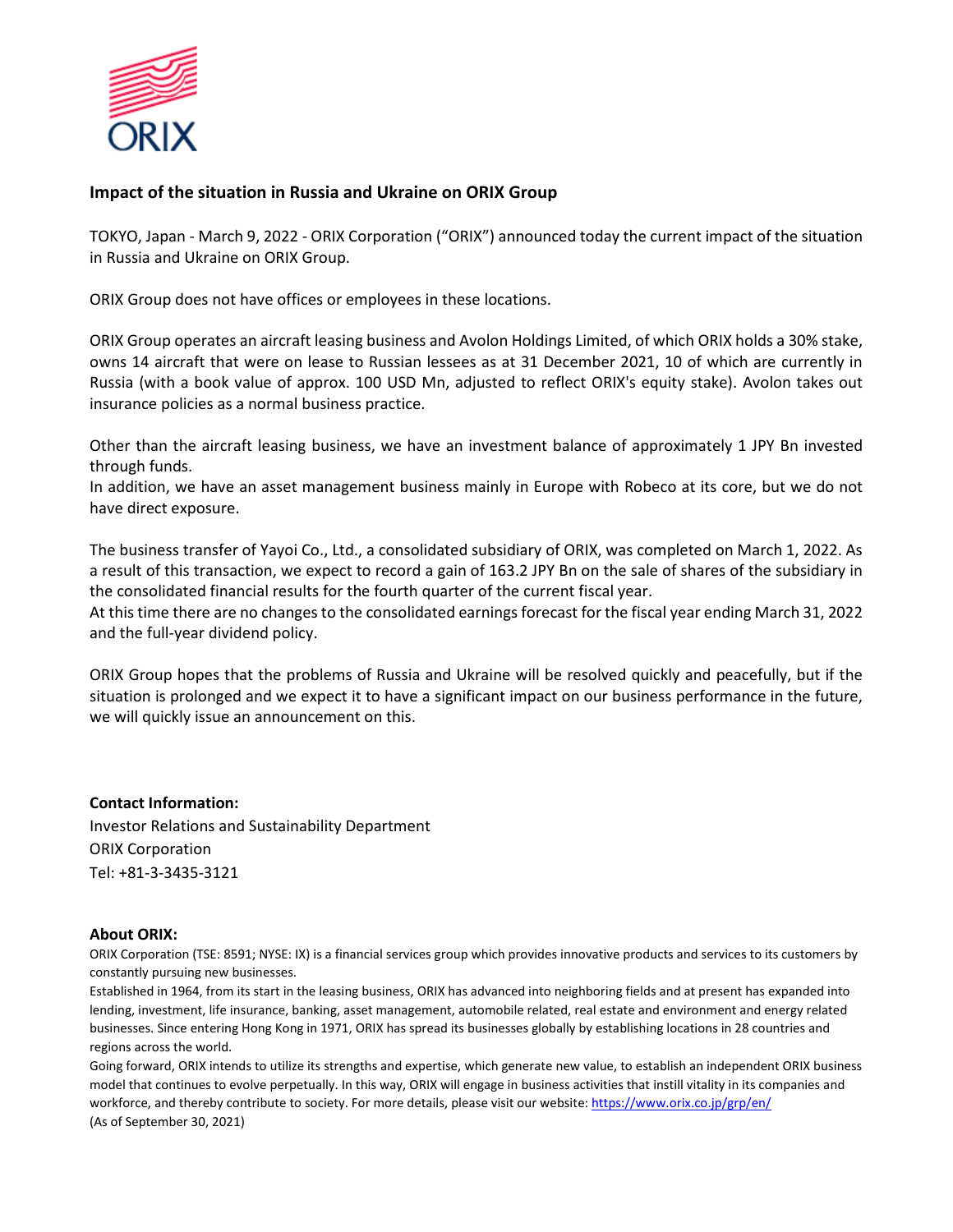ORIX

## Impact of the situation in Russia and Ukraine on ORIX Group

TOKYO, Japan - March 9, 2022 - ORIX Corporation ("ORIX") announced today the current impact of the situation in Russia and Ukraine on ORIX Group.

ORIX Group does not have offices or employees in these locations.

ORIX Group operates an aircraft leasing business and Avolon Holdings Limited, of which ORIX holds a 30% stake, owns 14 aircraft that were on lease to Russian lessees as at 31 December 2021, 10 of which are currently in Russia (with a book value of approx. 100 USD Mn, adjusted to reflect ORIX's equity stake). Avolon takes out insurance policies as a normal business practice.

Other than the aircraft leasing business, we have an investment balance of approximately 1 JPY Bn invested through funds.
In addition, we have an asset management business mainly in Europe with Robeco at its core, but we do not have direct exposure.

The business transfer of Yayoi Co., Ltd., a consolidated subsidiary of ORIX, was completed on March 1, 2022. As a result of this transaction, we expect to record a gain of 163.2 JPY Bn on the sale of shares of the subsidiary in the consolidated financial results for the fourth quarter of the current fiscal year.
At this time there are no changes to the consolidated earnings forecast for the fiscal year ending March 31, 2022 and the full-year dividend policy.

ORIX Group hopes that the problems of Russia and Ukraine will be resolved quickly and peacefully, but if the situation is prolonged and we expect it to have a significant impact on our business performance in the future, we will quickly issue an announcement on this.

**Contact Information:**
Investor Relations and Sustainability Department
ORIX Corporation
Tel: +81-3-3435-3121

**About ORIX:**
ORIX Corporation (TSE: 8591; NYSE: IX) is a financial services group which provides innovative products and services to its customers by constantly pursuing new businesses.
Established in 1964, from its start in the leasing business, ORIX has advanced into neighboring fields and at present has expanded into lending, investment, life insurance, banking, asset management, automobile related, real estate and environment and energy related businesses. Since entering Hong Kong in 1971, ORIX has spread its businesses globally by establishing locations in 28 countries and regions across the world.
Going forward, ORIX intends to utilize its strengths and expertise, which generate new value, to establish an independent ORIX business model that continues to evolve perpetually. In this way, ORIX will engage in business activities that instill vitality in its companies and workforce, and thereby contribute to society. For more details, please visit our website: https://www.orix.co.jp/grp/en/
(As of September 30, 2021)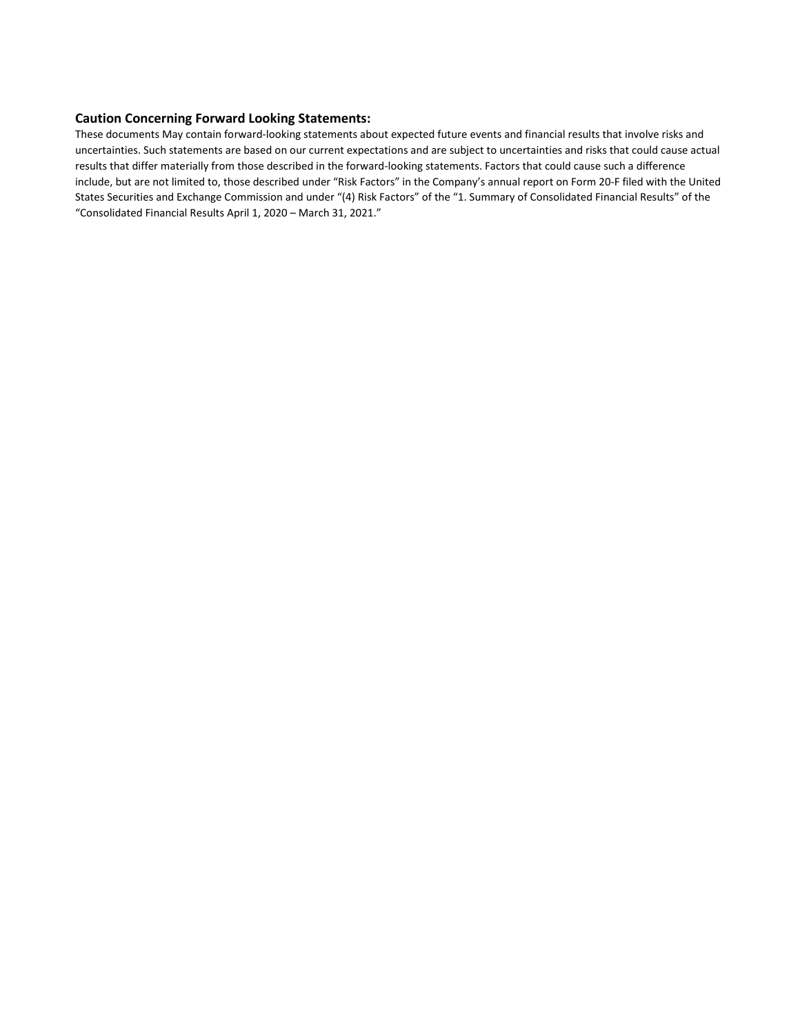### Caution Concerning Forward Looking Statements:

These documents May contain forward-looking statements about expected future events and financial results that involve risks and uncertainties. Such statements are based on our current expectations and are subject to uncertainties and risks that could cause actual results that differ materially from those described in the forward-looking statements. Factors that could cause such a difference include, but are not limited to, those described under "Risk Factors" in the Company's annual report on Form 20-F filed with the United States Securities and Exchange Commission and under "(4) Risk Factors" of the "1. Summary of Consolidated Financial Results" of the "Consolidated Financial Results April 1, 2020 – March 31, 2021."